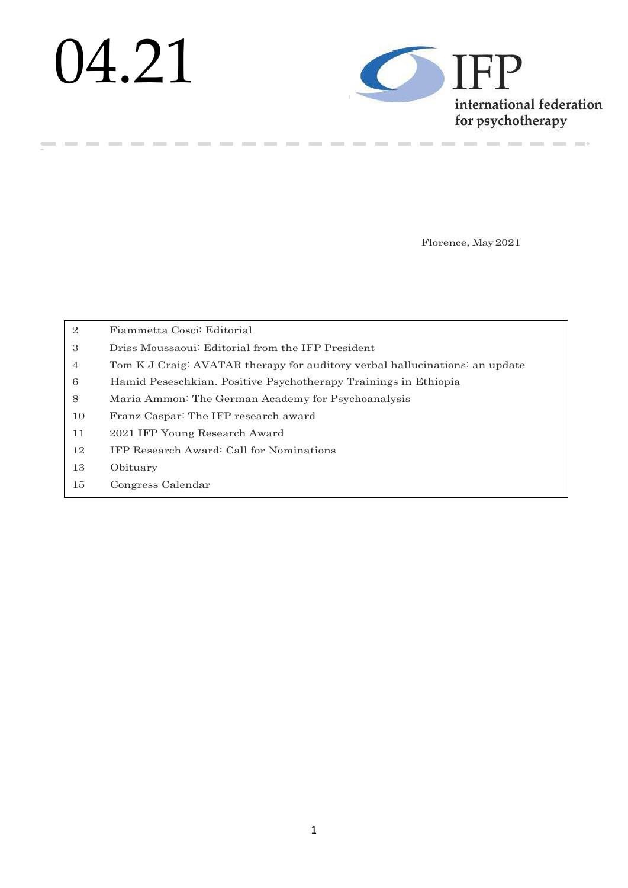# 04.21

IFP international federation for psychotherapy

Florence, May 2021

| | |
|---|---|
| 2 | Fiammetta Cosci: Editorial |
| 3 | Driss Moussaoui: Editorial from the IFP President |
| 4 | Tom K J Craig: AVATAR therapy for auditory verbal hallucinations: an update |
| 6 | Hamid Peseschkian. Positive Psychotherapy Trainings in Ethiopia |
| 8 | Maria Ammon: The German Academy for Psychoanalysis |
| 10 | Franz Caspar: The IFP research award |
| 11 | 2021 IFP Young Research Award |
| 12 | IFP Research Award: Call for Nominations |
| 13 | Obituary |
| 15 | Congress Calendar |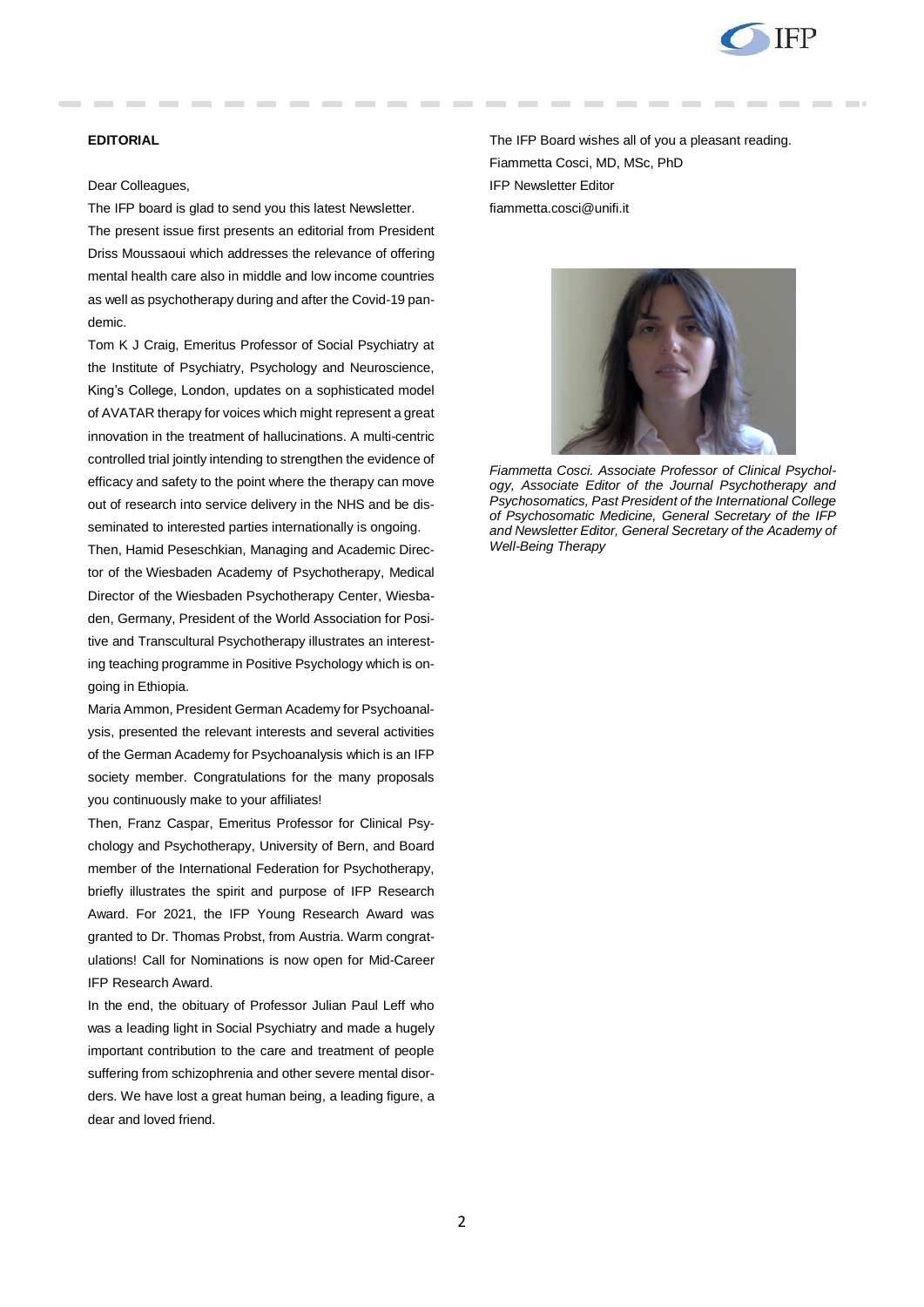**EDITORIAL**

Dear Colleagues,

The IFP board is glad to send you this latest Newsletter.

The present issue first presents an editorial from President Driss Moussaoui which addresses the relevance of offering mental health care also in middle and low income countries as well as psychotherapy during and after the Covid-19 pandemic.

Tom K J Craig, Emeritus Professor of Social Psychiatry at the Institute of Psychiatry, Psychology and Neuroscience, King's College, London, updates on a sophisticated model of AVATAR therapy for voices which might represent a great innovation in the treatment of hallucinations. A multi-centric controlled trial jointly intending to strengthen the evidence of efficacy and safety to the point where the therapy can move out of research into service delivery in the NHS and be disseminated to interested parties internationally is ongoing.

Then, Hamid Peseschkian, Managing and Academic Director of the Wiesbaden Academy of Psychotherapy, Medical Director of the Wiesbaden Psychotherapy Center, Wiesbaden, Germany, President of the World Association for Positive and Transcultural Psychotherapy illustrates an interesting teaching programme in Positive Psychology which is ongoing in Ethiopia.

Maria Ammon, President German Academy for Psychoanalysis, presented the relevant interests and several activities of the German Academy for Psychoanalysis which is an IFP society member. Congratulations for the many proposals you continuously make to your affiliates!

Then, Franz Caspar, Emeritus Professor for Clinical Psychology and Psychotherapy, University of Bern, and Board member of the International Federation for Psychotherapy, briefly illustrates the spirit and purpose of IFP Research Award. For 2021, the IFP Young Research Award was granted to Dr. Thomas Probst, from Austria. Warm congratulations! Call for Nominations is now open for Mid-Career IFP Research Award.

In the end, the obituary of Professor Julian Paul Leff who was a leading light in Social Psychiatry and made a hugely important contribution to the care and treatment of people suffering from schizophrenia and other severe mental disorders. We have lost a great human being, a leading figure, a dear and loved friend.

The IFP Board wishes all of you a pleasant reading.

Fiammetta Cosci, MD, MSc, PhD

IFP Newsletter Editor

fiammetta.cosci@unifi.it

*Fiammetta Cosci. Associate Professor of Clinical Psychology, Associate Editor of the Journal Psychotherapy and Psychosomatics, Past President of the International College of Psychosomatic Medicine, General Secretary of the IFP and Newsletter Editor, General Secretary of the Academy of Well-Being Therapy*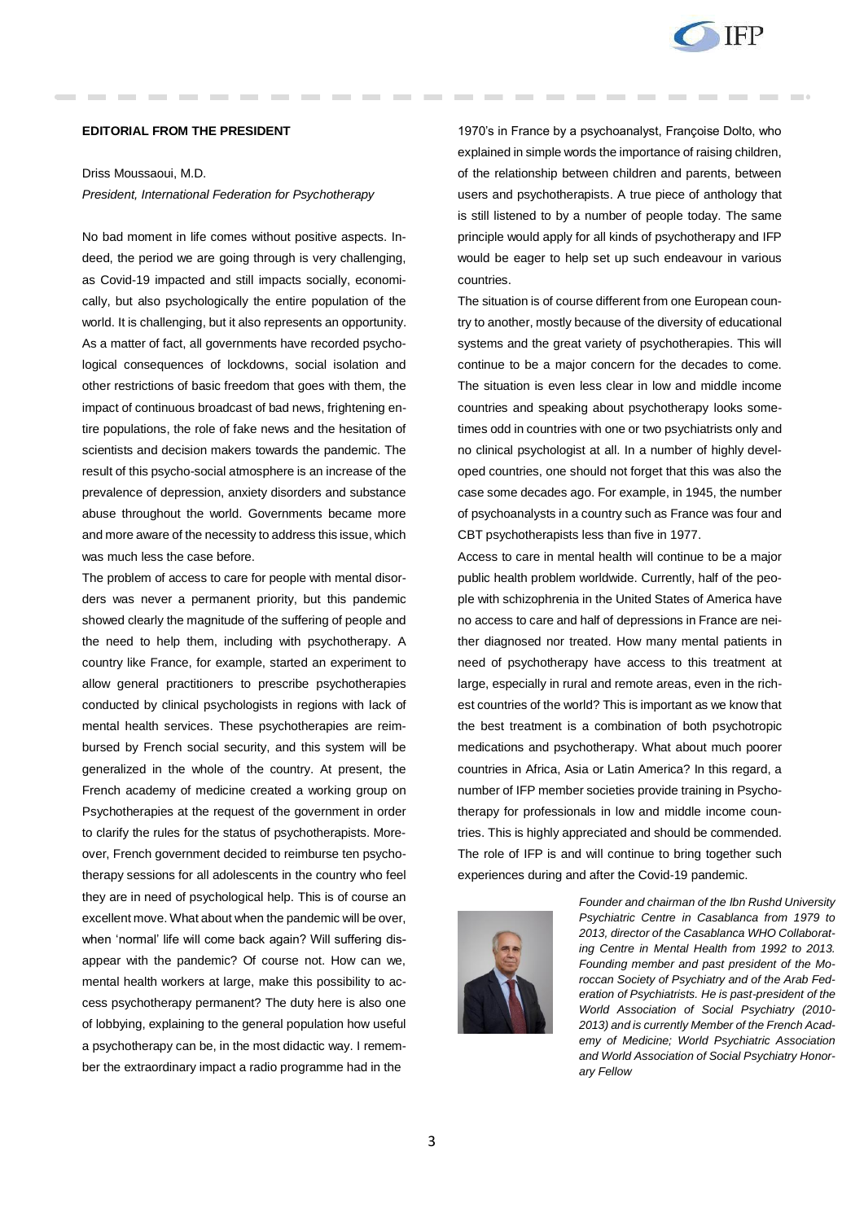**EDITORIAL FROM THE PRESIDENT**

Driss Moussaoui, M.D.

*President, International Federation for Psychotherapy*

No bad moment in life comes without positive aspects. Indeed, the period we are going through is very challenging, as Covid-19 impacted and still impacts socially, economically, but also psychologically the entire population of the world. It is challenging, but it also represents an opportunity. As a matter of fact, all governments have recorded psychological consequences of lockdowns, social isolation and other restrictions of basic freedom that goes with them, the impact of continuous broadcast of bad news, frightening entire populations, the role of fake news and the hesitation of scientists and decision makers towards the pandemic. The result of this psycho-social atmosphere is an increase of the prevalence of depression, anxiety disorders and substance abuse throughout the world. Governments became more and more aware of the necessity to address this issue, which was much less the case before.

The problem of access to care for people with mental disorders was never a permanent priority, but this pandemic showed clearly the magnitude of the suffering of people and the need to help them, including with psychotherapy. A country like France, for example, started an experiment to allow general practitioners to prescribe psychotherapies conducted by clinical psychologists in regions with lack of mental health services. These psychotherapies are reimbursed by French social security, and this system will be generalized in the whole of the country. At present, the French academy of medicine created a working group on Psychotherapies at the request of the government in order to clarify the rules for the status of psychotherapists. Moreover, French government decided to reimburse ten psychotherapy sessions for all adolescents in the country who feel they are in need of psychological help. This is of course an excellent move. What about when the pandemic will be over, when 'normal' life will come back again? Will suffering disappear with the pandemic? Of course not. How can we, mental health workers at large, make this possibility to access psychotherapy permanent? The duty here is also one of lobbying, explaining to the general population how useful a psychotherapy can be, in the most didactic way. I remember the extraordinary impact a radio programme had in the 1970's in France by a psychoanalyst, Françoise Dolto, who explained in simple words the importance of raising children, of the relationship between children and parents, between users and psychotherapists. A true piece of anthology that is still listened to by a number of people today. The same principle would apply for all kinds of psychotherapy and IFP would be eager to help set up such endeavour in various countries.

The situation is of course different from one European country to another, mostly because of the diversity of educational systems and the great variety of psychotherapies. This will continue to be a major concern for the decades to come. The situation is even less clear in low and middle income countries and speaking about psychotherapy looks sometimes odd in countries with one or two psychiatrists only and no clinical psychologist at all. In a number of highly developed countries, one should not forget that this was also the case some decades ago. For example, in 1945, the number of psychoanalysts in a country such as France was four and CBT psychotherapists less than five in 1977.

Access to care in mental health will continue to be a major public health problem worldwide. Currently, half of the people with schizophrenia in the United States of America have no access to care and half of depressions in France are neither diagnosed nor treated. How many mental patients in need of psychotherapy have access to this treatment at large, especially in rural and remote areas, even in the richest countries of the world? This is important as we know that the best treatment is a combination of both psychotropic medications and psychotherapy. What about much poorer countries in Africa, Asia or Latin America? In this regard, a number of IFP member societies provide training in Psychotherapy for professionals in low and middle income countries. This is highly appreciated and should be commended. The role of IFP is and will continue to bring together such experiences during and after the Covid-19 pandemic.

*Founder and chairman of the Ibn Rushd University Psychiatric Centre in Casablanca from 1979 to 2013, director of the Casablanca WHO Collaborating Centre in Mental Health from 1992 to 2013. Founding member and past president of the Moroccan Society of Psychiatry and of the Arab Federation of Psychiatrists. He is past-president of the World Association of Social Psychiatry (2010-2013) and is currently Member of the French Academy of Medicine; World Psychiatric Association and World Association of Social Psychiatry Honorary Fellow*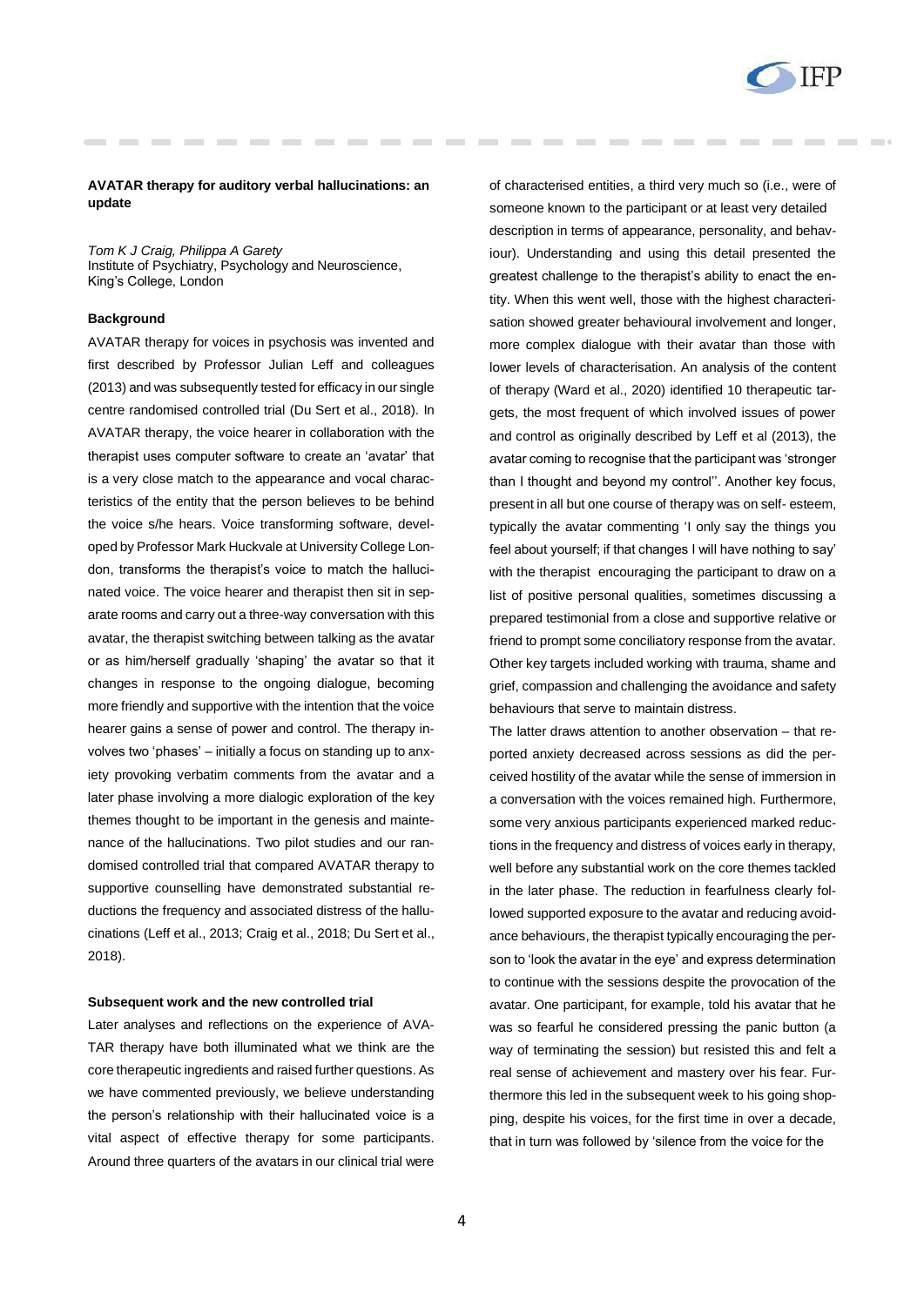**AVATAR therapy for auditory verbal hallucinations: an update**

*Tom K J Craig, Philippa A Garety*
Institute of Psychiatry, Psychology and Neuroscience, King's College, London

**Background**

AVATAR therapy for voices in psychosis was invented and first described by Professor Julian Leff and colleagues (2013) and was subsequently tested for efficacy in our single centre randomised controlled trial (Du Sert et al., 2018). In AVATAR therapy, the voice hearer in collaboration with the therapist uses computer software to create an 'avatar' that is a very close match to the appearance and vocal characteristics of the entity that the person believes to be behind the voice s/he hears. Voice transforming software, developed by Professor Mark Huckvale at University College London, transforms the therapist's voice to match the hallucinated voice. The voice hearer and therapist then sit in separate rooms and carry out a three-way conversation with this avatar, the therapist switching between talking as the avatar or as him/herself gradually 'shaping' the avatar so that it changes in response to the ongoing dialogue, becoming more friendly and supportive with the intention that the voice hearer gains a sense of power and control. The therapy involves two 'phases' – initially a focus on standing up to anxiety provoking verbatim comments from the avatar and a later phase involving a more dialogic exploration of the key themes thought to be important in the genesis and maintenance of the hallucinations. Two pilot studies and our randomised controlled trial that compared AVATAR therapy to supportive counselling have demonstrated substantial reductions the frequency and associated distress of the hallucinations (Leff et al., 2013; Craig et al., 2018; Du Sert et al., 2018).

**Subsequent work and the new controlled trial**

Later analyses and reflections on the experience of AVATAR therapy have both illuminated what we think are the core therapeutic ingredients and raised further questions. As we have commented previously, we believe understanding the person's relationship with their hallucinated voice is a vital aspect of effective therapy for some participants. Around three quarters of the avatars in our clinical trial were of characterised entities, a third very much so (i.e., were of someone known to the participant or at least very detailed description in terms of appearance, personality, and behaviour). Understanding and using this detail presented the greatest challenge to the therapist's ability to enact the entity. When this went well, those with the highest characterisation showed greater behavioural involvement and longer, more complex dialogue with their avatar than those with lower levels of characterisation. An analysis of the content of therapy (Ward et al., 2020) identified 10 therapeutic targets, the most frequent of which involved issues of power and control as originally described by Leff et al (2013), the avatar coming to recognise that the participant was 'stronger than I thought and beyond my control''. Another key focus, present in all but one course of therapy was on self- esteem, typically the avatar commenting 'I only say the things you feel about yourself; if that changes I will have nothing to say' with the therapist encouraging the participant to draw on a list of positive personal qualities, sometimes discussing a prepared testimonial from a close and supportive relative or friend to prompt some conciliatory response from the avatar. Other key targets included working with trauma, shame and grief, compassion and challenging the avoidance and safety behaviours that serve to maintain distress.

The latter draws attention to another observation – that reported anxiety decreased across sessions as did the perceived hostility of the avatar while the sense of immersion in a conversation with the voices remained high. Furthermore, some very anxious participants experienced marked reductions in the frequency and distress of voices early in therapy, well before any substantial work on the core themes tackled in the later phase. The reduction in fearfulness clearly followed supported exposure to the avatar and reducing avoidance behaviours, the therapist typically encouraging the person to 'look the avatar in the eye' and express determination to continue with the sessions despite the provocation of the avatar. One participant, for example, told his avatar that he was so fearful he considered pressing the panic button (a way of terminating the session) but resisted this and felt a real sense of achievement and mastery over his fear. Furthermore this led in the subsequent week to his going shopping, despite his voices, for the first time in over a decade, that in turn was followed by 'silence from the voice for the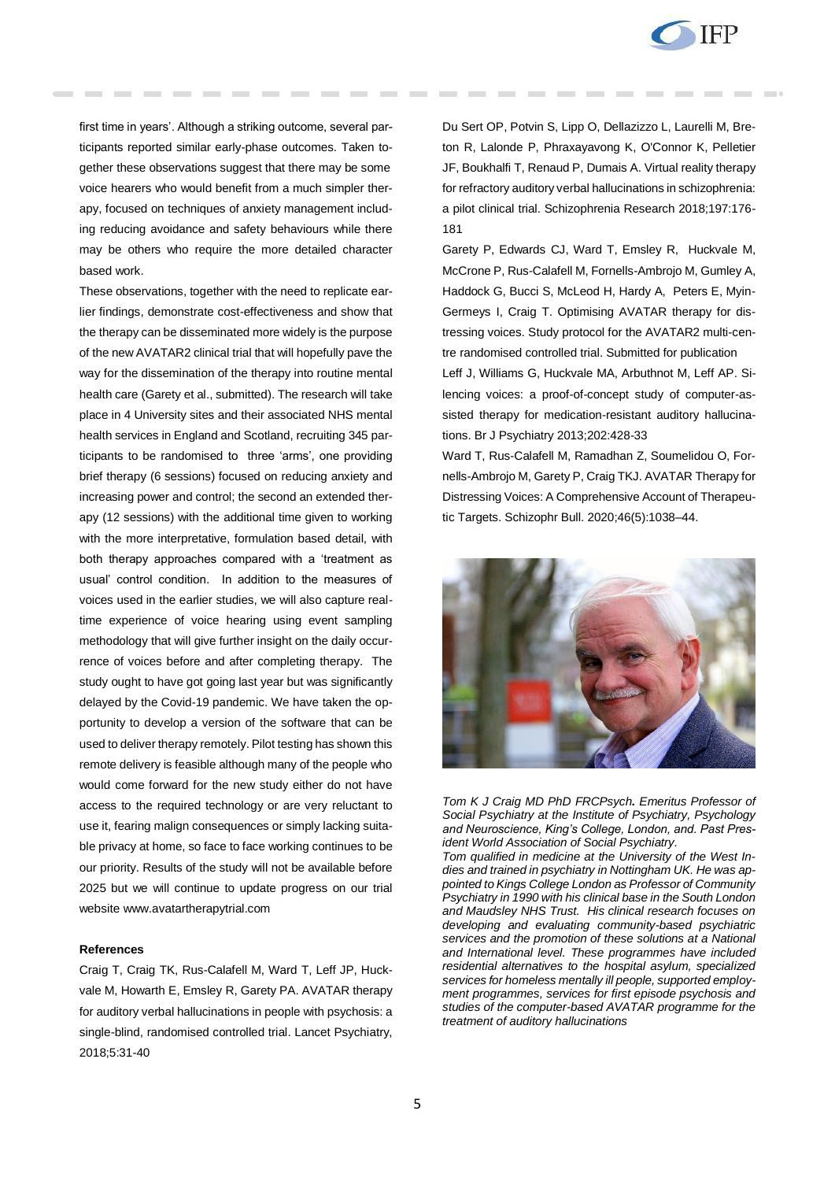first time in years'. Although a striking outcome, several participants reported similar early-phase outcomes. Taken together these observations suggest that there may be some voice hearers who would benefit from a much simpler therapy, focused on techniques of anxiety management including reducing avoidance and safety behaviours while there may be others who require the more detailed character based work.

These observations, together with the need to replicate earlier findings, demonstrate cost-effectiveness and show that the therapy can be disseminated more widely is the purpose of the new AVATAR2 clinical trial that will hopefully pave the way for the dissemination of the therapy into routine mental health care (Garety et al., submitted). The research will take place in 4 University sites and their associated NHS mental health services in England and Scotland, recruiting 345 participants to be randomised to three 'arms', one providing brief therapy (6 sessions) focused on reducing anxiety and increasing power and control; the second an extended therapy (12 sessions) with the additional time given to working with the more interpretative, formulation based detail, with both therapy approaches compared with a 'treatment as usual' control condition. In addition to the measures of voices used in the earlier studies, we will also capture real-time experience of voice hearing using event sampling methodology that will give further insight on the daily occurrence of voices before and after completing therapy. The study ought to have got going last year but was significantly delayed by the Covid-19 pandemic. We have taken the opportunity to develop a version of the software that can be used to deliver therapy remotely. Pilot testing has shown this remote delivery is feasible although many of the people who would come forward for the new study either do not have access to the required technology or are very reluctant to use it, fearing malign consequences or simply lacking suitable privacy at home, so face to face working continues to be our priority. Results of the study will not be available before 2025 but we will continue to update progress on our trial website www.avatartherapytrial.com

#### References

Craig T, Craig TK, Rus-Calafell M, Ward T, Leff JP, Huckvale M, Howarth E, Emsley R, Garety PA. AVATAR therapy for auditory verbal hallucinations in people with psychosis: a single-blind, randomised controlled trial. Lancet Psychiatry, 2018;5:31-40

Du Sert OP, Potvin S, Lipp O, Dellazizzo L, Laurelli M, Breton R, Lalonde P, Phraxayavong K, O'Connor K, Pelletier JF, Boukhalfi T, Renaud P, Dumais A. Virtual reality therapy for refractory auditory verbal hallucinations in schizophrenia: a pilot clinical trial. Schizophrenia Research 2018;197:176-181

Garety P, Edwards CJ, Ward T, Emsley R, Huckvale M, McCrone P, Rus-Calafell M, Fornells-Ambrojo M, Gumley A, Haddock G, Bucci S, McLeod H, Hardy A, Peters E, Myin-Germeys I, Craig T. Optimising AVATAR therapy for distressing voices. Study protocol for the AVATAR2 multi-centre randomised controlled trial. Submitted for publication

Leff J, Williams G, Huckvale MA, Arbuthnot M, Leff AP. Silencing voices: a proof-of-concept study of computer-assisted therapy for medication-resistant auditory hallucinations. Br J Psychiatry 2013;202:428-33

Ward T, Rus-Calafell M, Ramadhan Z, Soumelidou O, Fornells-Ambrojo M, Garety P, Craig TKJ. AVATAR Therapy for Distressing Voices: A Comprehensive Account of Therapeutic Targets. Schizophr Bull. 2020;46(5):1038–44.

*Tom K J Craig MD PhD FRCPsych. Emeritus Professor of Social Psychiatry at the Institute of Psychiatry, Psychology and Neuroscience, King's College, London, and. Past President World Association of Social Psychiatry.*

*Tom qualified in medicine at the University of the West Indies and trained in psychiatry in Nottingham UK. He was appointed to Kings College London as Professor of Community Psychiatry in 1990 with his clinical base in the South London and Maudsley NHS Trust. His clinical research focuses on developing and evaluating community-based psychiatric services and the promotion of these solutions at a National and International level. These programmes have included residential alternatives to the hospital asylum, specialized services for homeless mentally ill people, supported employment programmes, services for first episode psychosis and studies of the computer-based AVATAR programme for the treatment of auditory hallucinations*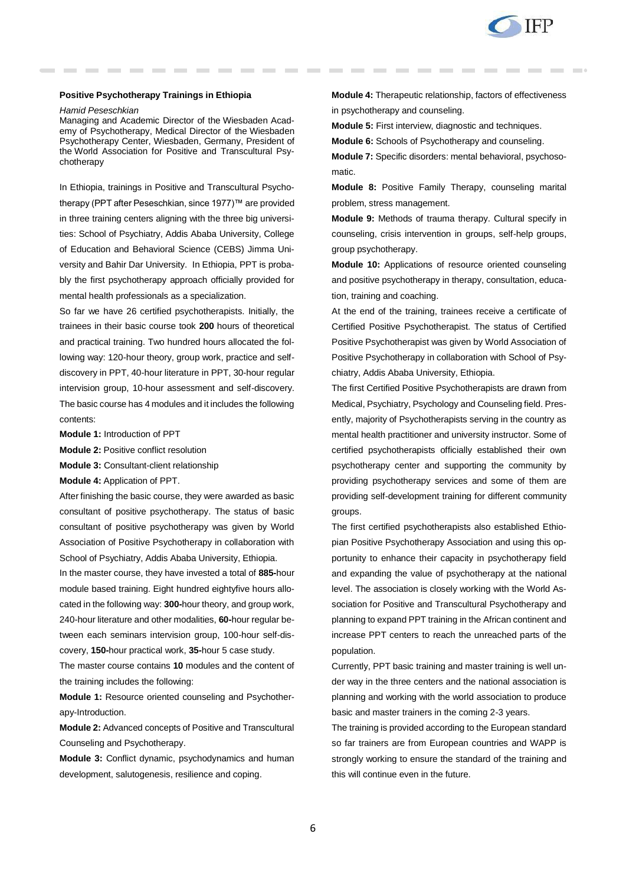### Positive Psychotherapy Trainings in Ethiopia

*Hamid Peseschkian*

Managing and Academic Director of the Wiesbaden Academy of Psychotherapy, Medical Director of the Wiesbaden Psychotherapy Center, Wiesbaden, Germany, President of the World Association for Positive and Transcultural Psychotherapy

In Ethiopia, trainings in Positive and Transcultural Psychotherapy (PPT after Peseschkian, since 1977)™ are provided in three training centers aligning with the three big universities: School of Psychiatry, Addis Ababa University, College of Education and Behavioral Science (CEBS) Jimma University and Bahir Dar University. In Ethiopia, PPT is probably the first psychotherapy approach officially provided for mental health professionals as a specialization.

So far we have 26 certified psychotherapists. Initially, the trainees in their basic course took **200** hours of theoretical and practical training. Two hundred hours allocated the following way: 120-hour theory, group work, practice and self-discovery in PPT, 40-hour literature in PPT, 30-hour regular intervision group, 10-hour assessment and self-discovery. The basic course has 4 modules and it includes the following contents:

**Module 1:** Introduction of PPT

**Module 2:** Positive conflict resolution

**Module 3:** Consultant-client relationship

**Module 4:** Application of PPT.

After finishing the basic course, they were awarded as basic consultant of positive psychotherapy. The status of basic consultant of positive psychotherapy was given by World Association of Positive Psychotherapy in collaboration with School of Psychiatry, Addis Ababa University, Ethiopia.

In the master course, they have invested a total of **885-**hour module based training. Eight hundred eightyfive hours allocated in the following way: **300-**hour theory, and group work, 240-hour literature and other modalities, **60-**hour regular between each seminars intervision group, 100-hour self-discovery, **150-**hour practical work, **35-**hour 5 case study.

The master course contains **10** modules and the content of the training includes the following:

**Module 1:** Resource oriented counseling and Psychotherapy-Introduction.

**Module 2:** Advanced concepts of Positive and Transcultural Counseling and Psychotherapy.

**Module 3:** Conflict dynamic, psychodynamics and human development, salutogenesis, resilience and coping.

**Module 4:** Therapeutic relationship, factors of effectiveness in psychotherapy and counseling.

**Module 5:** First interview, diagnostic and techniques.

**Module 6:** Schools of Psychotherapy and counseling.

**Module 7:** Specific disorders: mental behavioral, psychosomatic.

**Module 8:** Positive Family Therapy, counseling marital problem, stress management.

**Module 9:** Methods of trauma therapy. Cultural specify in counseling, crisis intervention in groups, self-help groups, group psychotherapy.

**Module 10:** Applications of resource oriented counseling and positive psychotherapy in therapy, consultation, education, training and coaching.

At the end of the training, trainees receive a certificate of Certified Positive Psychotherapist. The status of Certified Positive Psychotherapist was given by World Association of Positive Psychotherapy in collaboration with School of Psychiatry, Addis Ababa University, Ethiopia.

The first Certified Positive Psychotherapists are drawn from Medical, Psychiatry, Psychology and Counseling field. Presently, majority of Psychotherapists serving in the country as mental health practitioner and university instructor. Some of certified psychotherapists officially established their own psychotherapy center and supporting the community by providing psychotherapy services and some of them are providing self-development training for different community groups.

The first certified psychotherapists also established Ethiopian Positive Psychotherapy Association and using this opportunity to enhance their capacity in psychotherapy field and expanding the value of psychotherapy at the national level. The association is closely working with the World Association for Positive and Transcultural Psychotherapy and planning to expand PPT training in the African continent and increase PPT centers to reach the unreached parts of the population.

Currently, PPT basic training and master training is well under way in the three centers and the national association is planning and working with the world association to produce basic and master trainers in the coming 2-3 years.

The training is provided according to the European standard so far trainers are from European countries and WAPP is strongly working to ensure the standard of the training and this will continue even in the future.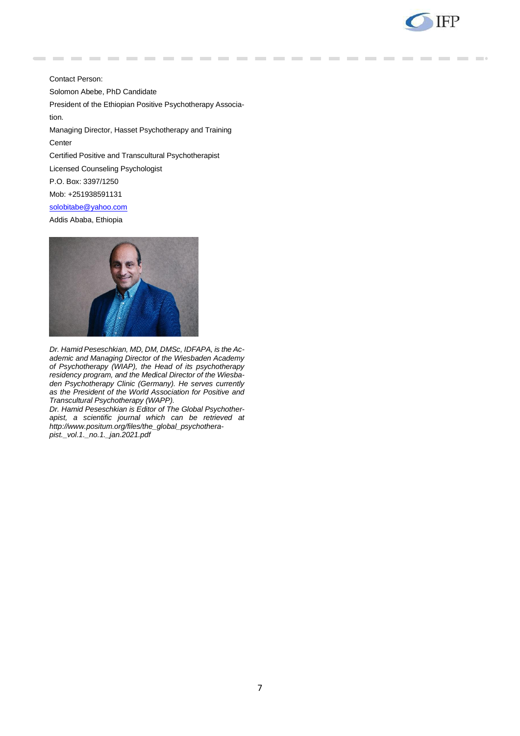Contact Person:

Solomon Abebe, PhD Candidate

President of the Ethiopian Positive Psychotherapy Association.

Managing Director, Hasset Psychotherapy and Training Center

Certified Positive and Transcultural Psychotherapist

Licensed Counseling Psychologist

P.O. Box: 3397/1250

Mob: +251938591131

solobitabe@yahoo.com

Addis Ababa, Ethiopia

*Dr. Hamid Peseschkian, MD, DM, DMSc, IDFAPA, is the Academic and Managing Director of the Wiesbaden Academy of Psychotherapy (WIAP), the Head of its psychotherapy residency program, and the Medical Director of the Wiesbaden Psychotherapy Clinic (Germany). He serves currently as the President of the World Association for Positive and Transcultural Psychotherapy (WAPP).*

*Dr. Hamid Peseschkian is Editor of The Global Psychotherapist, a scientific journal which can be retrieved at http://www.positum.org/files/the_global_psychotherapist._vol.1._no.1._jan.2021.pdf*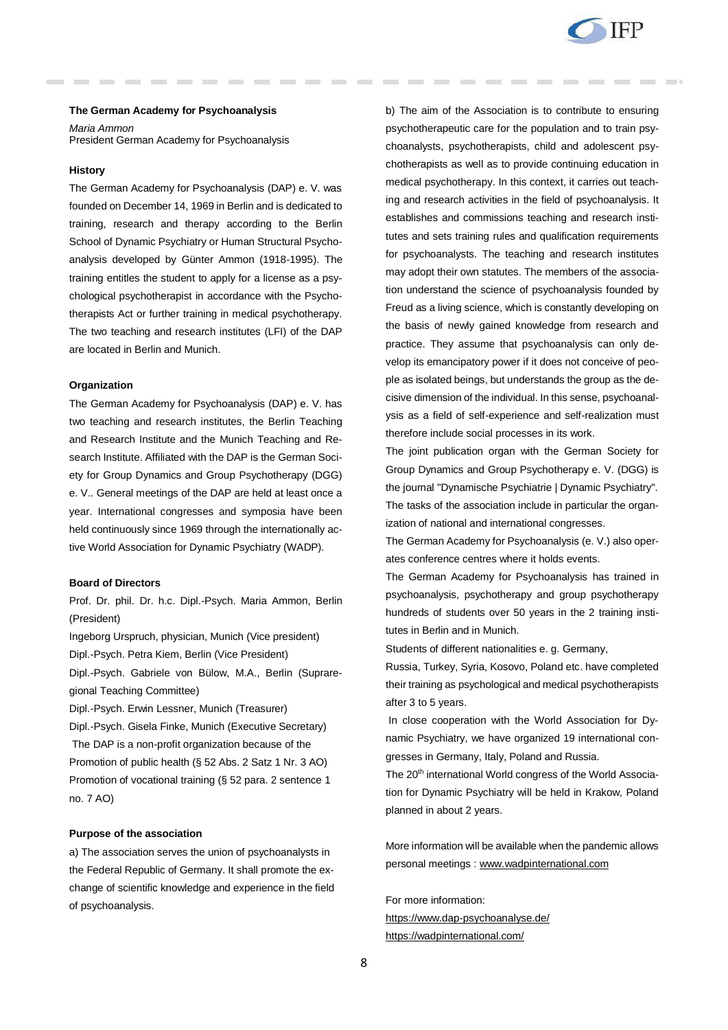## The German Academy for Psychoanalysis

*Maria Ammon*
President German Academy for Psychoanalysis

### History

The German Academy for Psychoanalysis (DAP) e. V. was founded on December 14, 1969 in Berlin and is dedicated to training, research and therapy according to the Berlin School of Dynamic Psychiatry or Human Structural Psychoanalysis developed by Günter Ammon (1918-1995). The training entitles the student to apply for a license as a psychological psychotherapist in accordance with the Psychotherapists Act or further training in medical psychotherapy. The two teaching and research institutes (LFI) of the DAP are located in Berlin and Munich.

### Organization

The German Academy for Psychoanalysis (DAP) e. V. has two teaching and research institutes, the Berlin Teaching and Research Institute and the Munich Teaching and Research Institute. Affiliated with the DAP is the German Society for Group Dynamics and Group Psychotherapy (DGG) e. V.. General meetings of the DAP are held at least once a year. International congresses and symposia have been held continuously since 1969 through the internationally active World Association for Dynamic Psychiatry (WADP).

### Board of Directors

Prof. Dr. phil. Dr. h.c. Dipl.-Psych. Maria Ammon, Berlin (President)
Ingeborg Urspruch, physician, Munich (Vice president)
Dipl.-Psych. Petra Kiem, Berlin (Vice President)
Dipl.-Psych. Gabriele von Bülow, M.A., Berlin (Supraregional Teaching Committee)
Dipl.-Psych. Erwin Lessner, Munich (Treasurer)
Dipl.-Psych. Gisela Finke, Munich (Executive Secretary)
The DAP is a non-profit organization because of the Promotion of public health (§ 52 Abs. 2 Satz 1 Nr. 3 AO)
Promotion of vocational training (§ 52 para. 2 sentence 1 no. 7 AO)

### Purpose of the association

a) The association serves the union of psychoanalysts in the Federal Republic of Germany. It shall promote the exchange of scientific knowledge and experience in the field of psychoanalysis.

b) The aim of the Association is to contribute to ensuring psychotherapeutic care for the population and to train psychoanalysts, psychotherapists, child and adolescent psychotherapists as well as to provide continuing education in medical psychotherapy. In this context, it carries out teaching and research activities in the field of psychoanalysis. It establishes and commissions teaching and research institutes and sets training rules and qualification requirements for psychoanalysts. The teaching and research institutes may adopt their own statutes. The members of the association understand the science of psychoanalysis founded by Freud as a living science, which is constantly developing on the basis of newly gained knowledge from research and practice. They assume that psychoanalysis can only develop its emancipatory power if it does not conceive of people as isolated beings, but understands the group as the decisive dimension of the individual. In this sense, psychoanalysis as a field of self-experience and self-realization must therefore include social processes in its work.

The joint publication organ with the German Society for Group Dynamics and Group Psychotherapy e. V. (DGG) is the journal "Dynamische Psychiatrie | Dynamic Psychiatry". The tasks of the association include in particular the organization of national and international congresses.

The German Academy for Psychoanalysis (e. V.) also operates conference centres where it holds events.

The German Academy for Psychoanalysis has trained in psychoanalysis, psychotherapy and group psychotherapy hundreds of students over 50 years in the 2 training institutes in Berlin and in Munich.

Students of different nationalities e. g. Germany, Russia, Turkey, Syria, Kosovo, Poland etc. have completed their training as psychological and medical psychotherapists after 3 to 5 years.

In close cooperation with the World Association for Dynamic Psychiatry, we have organized 19 international congresses in Germany, Italy, Poland and Russia.

The 20th international World congress of the World Association for Dynamic Psychiatry will be held in Krakow, Poland planned in about 2 years.

More information will be available when the pandemic allows personal meetings : www.wadpinternational.com

For more information:
https://www.dap-psychoanalyse.de/
https://wadpinternational.com/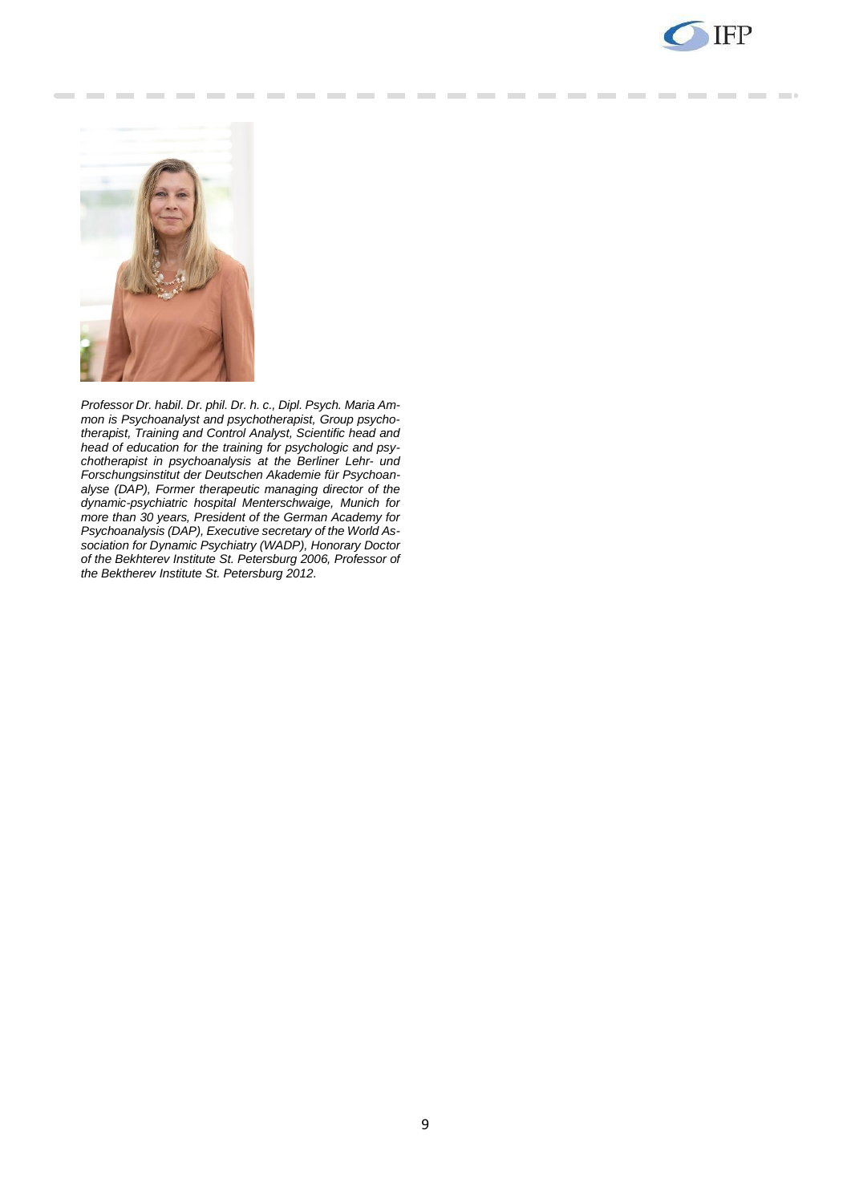*Professor Dr. habil. Dr. phil. Dr. h. c., Dipl. Psych. Maria Ammon is Psychoanalyst and psychotherapist, Group psychotherapist, Training and Control Analyst, Scientific head and head of education for the training for psychologic and psychotherapist in psychoanalysis at the Berliner Lehr- und Forschungsinstitut der Deutschen Akademie für Psychoanalyse (DAP), Former therapeutic managing director of the dynamic-psychiatric hospital Menterschwaige, Munich for more than 30 years, President of the German Academy for Psychoanalysis (DAP), Executive secretary of the World Association for Dynamic Psychiatry (WADP), Honorary Doctor of the Bekhterev Institute St. Petersburg 2006, Professor of the Bektherev Institute St. Petersburg 2012.*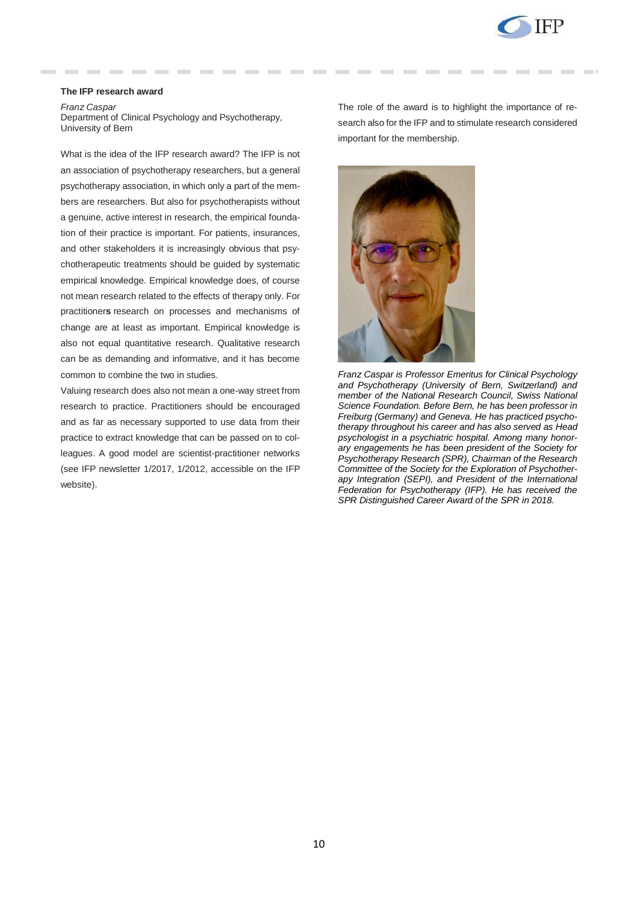### The IFP research award

*Franz Caspar*
Department of Clinical Psychology and Psychotherapy, University of Bern

What is the idea of the IFP research award? The IFP is not an association of psychotherapy researchers, but a general psychotherapy association, in which only a part of the members are researchers. But also for psychotherapists without a genuine, active interest in research, the empirical foundation of their practice is important. For patients, insurances, and other stakeholders it is increasingly obvious that psychotherapeutic treatments should be guided by systematic empirical knowledge. Empirical knowledge does, of course not mean research related to the effects of therapy only. For practitioner**s** research on processes and mechanisms of change are at least as important. Empirical knowledge is also not equal quantitative research. Qualitative research can be as demanding and informative, and it has become common to combine the two in studies.

Valuing research does also not mean a one-way street from research to practice. Practitioners should be encouraged and as far as necessary supported to use data from their practice to extract knowledge that can be passed on to colleagues. A good model are scientist-practitioner networks (see IFP newsletter 1/2017, 1/2012, accessible on the IFP website).

The role of the award is to highlight the importance of research also for the IFP and to stimulate research considered important for the membership.

*Franz Caspar is Professor Emeritus for Clinical Psychology and Psychotherapy (University of Bern, Switzerland) and member of the National Research Council, Swiss National Science Foundation. Before Bern, he has been professor in Freiburg (Germany) and Geneva. He has practiced psychotherapy throughout his career and has also served as Head psychologist in a psychiatric hospital. Among many honorary engagements he has been president of the Society for Psychotherapy Research (SPR), Chairman of the Research Committee of the Society for the Exploration of Psychotherapy Integration (SEPI), and President of the International Federation for Psychotherapy (IFP). He has received the SPR Distinguished Career Award of the SPR in 2018.*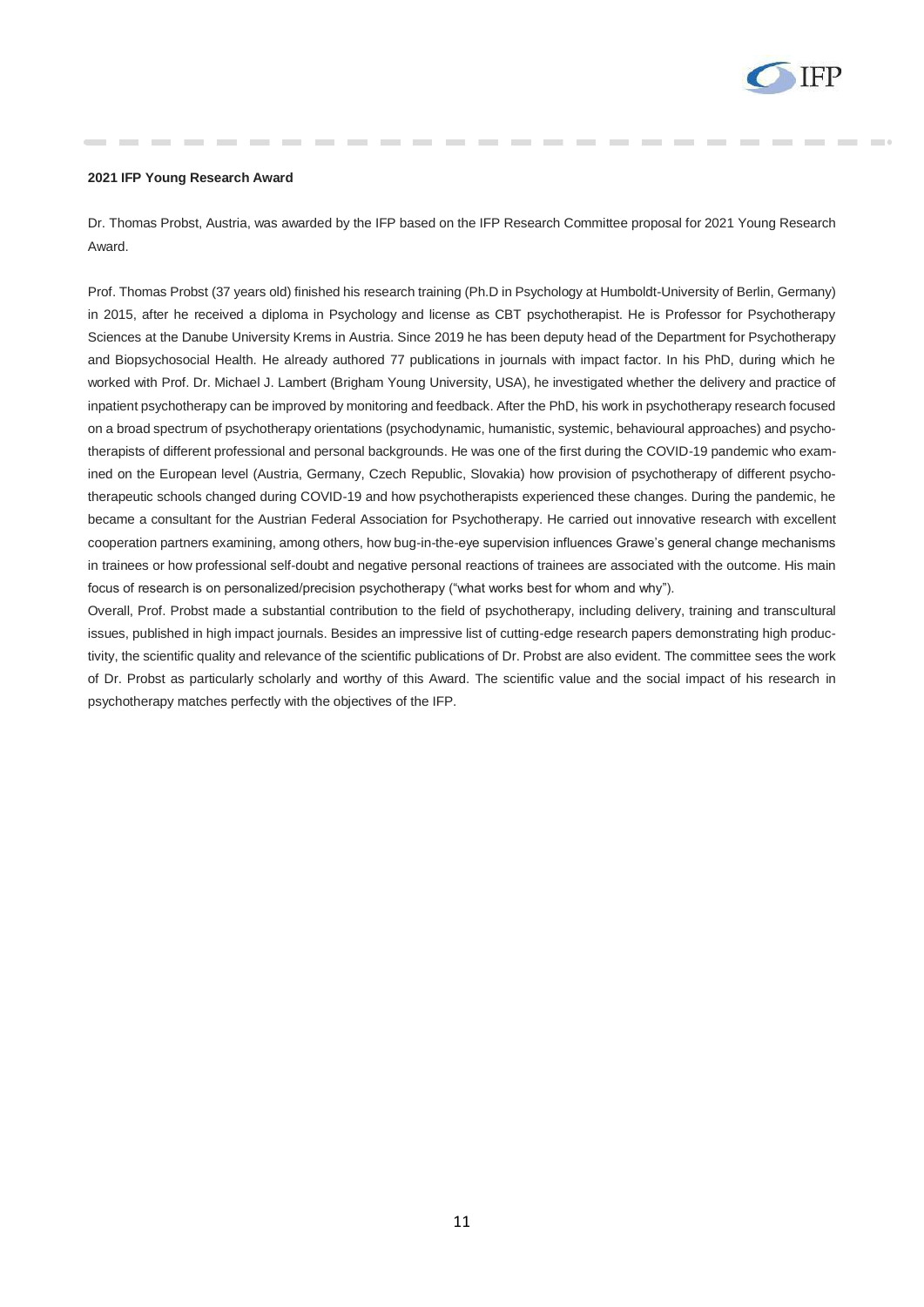**2021 IFP Young Research Award**

Dr. Thomas Probst, Austria, was awarded by the IFP based on the IFP Research Committee proposal for 2021 Young Research Award.

Prof. Thomas Probst (37 years old) finished his research training (Ph.D in Psychology at Humboldt-University of Berlin, Germany) in 2015, after he received a diploma in Psychology and license as CBT psychotherapist. He is Professor for Psychotherapy Sciences at the Danube University Krems in Austria. Since 2019 he has been deputy head of the Department for Psychotherapy and Biopsychosocial Health. He already authored 77 publications in journals with impact factor. In his PhD, during which he worked with Prof. Dr. Michael J. Lambert (Brigham Young University, USA), he investigated whether the delivery and practice of inpatient psychotherapy can be improved by monitoring and feedback. After the PhD, his work in psychotherapy research focused on a broad spectrum of psychotherapy orientations (psychodynamic, humanistic, systemic, behavioural approaches) and psychotherapists of different professional and personal backgrounds. He was one of the first during the COVID-19 pandemic who examined on the European level (Austria, Germany, Czech Republic, Slovakia) how provision of psychotherapy of different psychotherapeutic schools changed during COVID-19 and how psychotherapists experienced these changes. During the pandemic, he became a consultant for the Austrian Federal Association for Psychotherapy. He carried out innovative research with excellent cooperation partners examining, among others, how bug-in-the-eye supervision influences Grawe's general change mechanisms in trainees or how professional self-doubt and negative personal reactions of trainees are associated with the outcome. His main focus of research is on personalized/precision psychotherapy ("what works best for whom and why").

Overall, Prof. Probst made a substantial contribution to the field of psychotherapy, including delivery, training and transcultural issues, published in high impact journals. Besides an impressive list of cutting-edge research papers demonstrating high productivity, the scientific quality and relevance of the scientific publications of Dr. Probst are also evident. The committee sees the work of Dr. Probst as particularly scholarly and worthy of this Award. The scientific value and the social impact of his research in psychotherapy matches perfectly with the objectives of the IFP.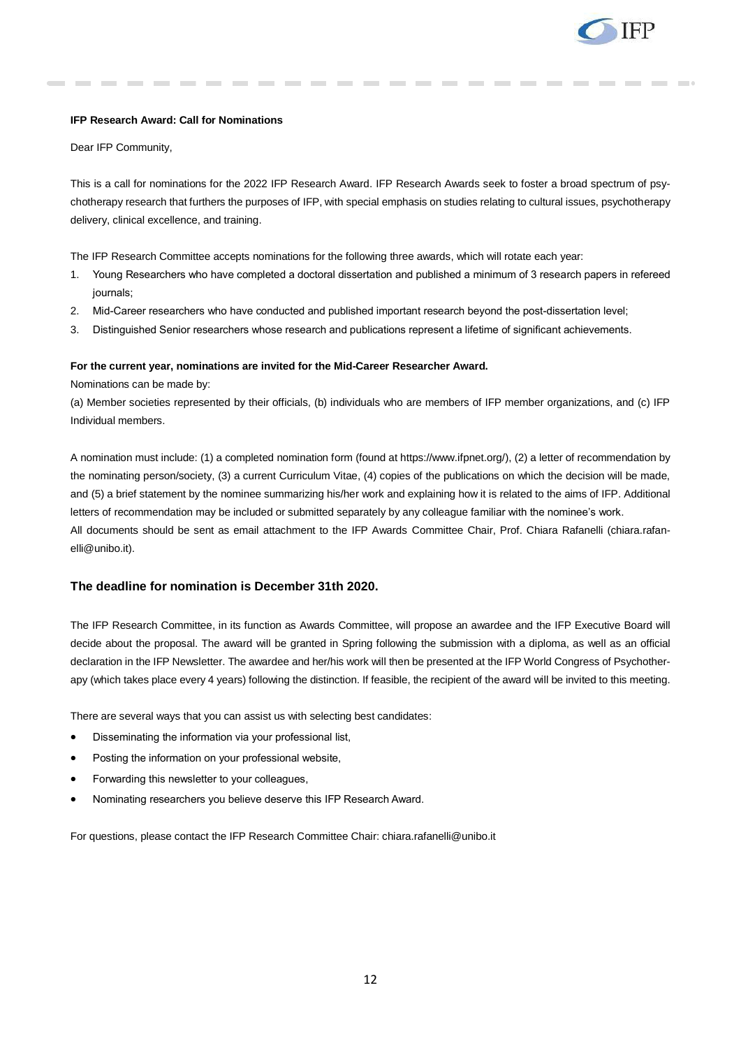**IFP Research Award: Call for Nominations**

Dear IFP Community,

This is a call for nominations for the 2022 IFP Research Award. IFP Research Awards seek to foster a broad spectrum of psychotherapy research that furthers the purposes of IFP, with special emphasis on studies relating to cultural issues, psychotherapy delivery, clinical excellence, and training.

The IFP Research Committee accepts nominations for the following three awards, which will rotate each year:

1. Young Researchers who have completed a doctoral dissertation and published a minimum of 3 research papers in refereed journals;
2. Mid-Career researchers who have conducted and published important research beyond the post-dissertation level;
3. Distinguished Senior researchers whose research and publications represent a lifetime of significant achievements.

**For the current year, nominations are invited for the Mid-Career Researcher Award.**

Nominations can be made by:

(a) Member societies represented by their officials, (b) individuals who are members of IFP member organizations, and (c) IFP Individual members.

A nomination must include: (1) a completed nomination form (found at https://www.ifpnet.org/), (2) a letter of recommendation by the nominating person/society, (3) a current Curriculum Vitae, (4) copies of the publications on which the decision will be made, and (5) a brief statement by the nominee summarizing his/her work and explaining how it is related to the aims of IFP. Additional letters of recommendation may be included or submitted separately by any colleague familiar with the nominee's work.
All documents should be sent as email attachment to the IFP Awards Committee Chair, Prof. Chiara Rafanelli (chiara.rafanelli@unibo.it).

### The deadline for nomination is December 31th 2020.

The IFP Research Committee, in its function as Awards Committee, will propose an awardee and the IFP Executive Board will decide about the proposal. The award will be granted in Spring following the submission with a diploma, as well as an official declaration in the IFP Newsletter. The awardee and her/his work will then be presented at the IFP World Congress of Psychotherapy (which takes place every 4 years) following the distinction. If feasible, the recipient of the award will be invited to this meeting.

There are several ways that you can assist us with selecting best candidates:

- Disseminating the information via your professional list,
- Posting the information on your professional website,
- Forwarding this newsletter to your colleagues,
- Nominating researchers you believe deserve this IFP Research Award.

For questions, please contact the IFP Research Committee Chair: chiara.rafanelli@unibo.it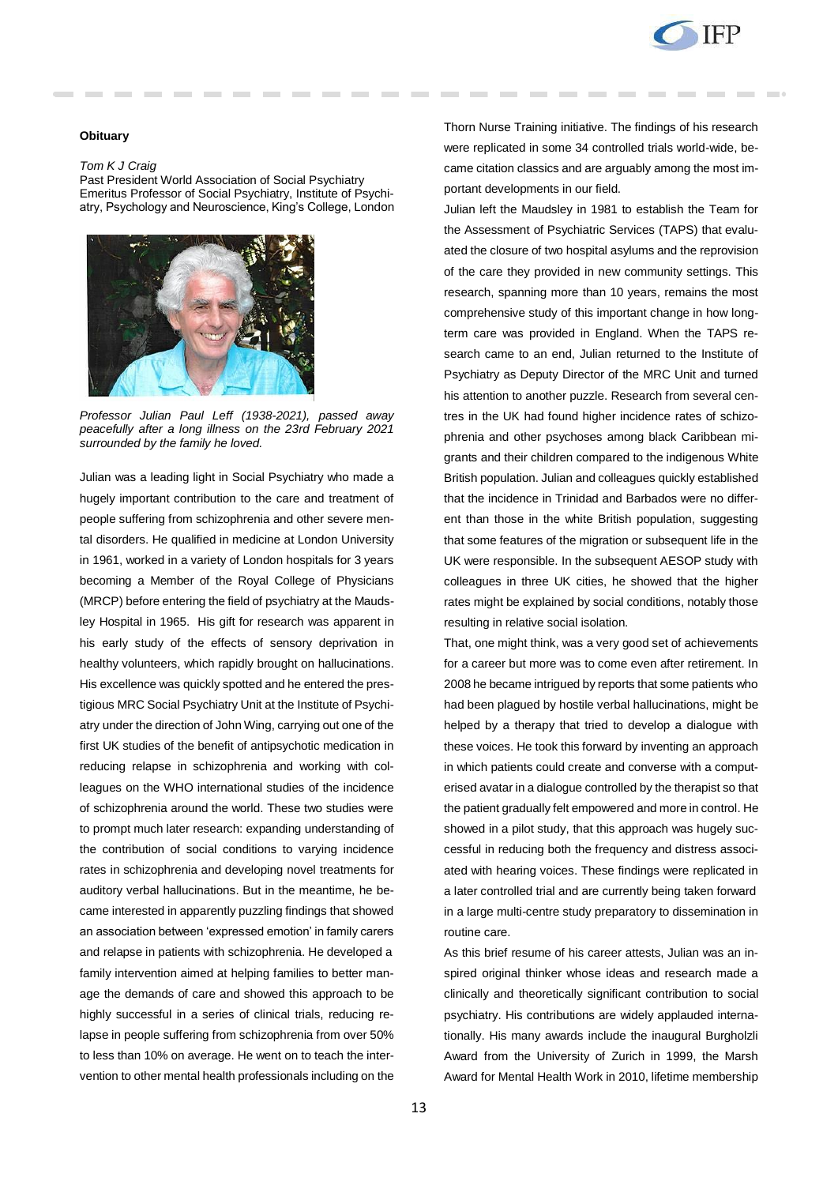**Obituary**

*Tom K J Craig*
Past President World Association of Social Psychiatry
Emeritus Professor of Social Psychiatry, Institute of Psychiatry, Psychology and Neuroscience, King's College, London

*Professor Julian Paul Leff (1938-2021), passed away peacefully after a long illness on the 23rd February 2021 surrounded by the family he loved.*

Julian was a leading light in Social Psychiatry who made a hugely important contribution to the care and treatment of people suffering from schizophrenia and other severe mental disorders. He qualified in medicine at London University in 1961, worked in a variety of London hospitals for 3 years becoming a Member of the Royal College of Physicians (MRCP) before entering the field of psychiatry at the Maudsley Hospital in 1965. His gift for research was apparent in his early study of the effects of sensory deprivation in healthy volunteers, which rapidly brought on hallucinations. His excellence was quickly spotted and he entered the prestigious MRC Social Psychiatry Unit at the Institute of Psychiatry under the direction of John Wing, carrying out one of the first UK studies of the benefit of antipsychotic medication in reducing relapse in schizophrenia and working with colleagues on the WHO international studies of the incidence of schizophrenia around the world. These two studies were to prompt much later research: expanding understanding of the contribution of social conditions to varying incidence rates in schizophrenia and developing novel treatments for auditory verbal hallucinations. But in the meantime, he became interested in apparently puzzling findings that showed an association between 'expressed emotion' in family carers and relapse in patients with schizophrenia. He developed a family intervention aimed at helping families to better manage the demands of care and showed this approach to be highly successful in a series of clinical trials, reducing relapse in people suffering from schizophrenia from over 50% to less than 10% on average. He went on to teach the intervention to other mental health professionals including on the Thorn Nurse Training initiative. The findings of his research were replicated in some 34 controlled trials world-wide, became citation classics and are arguably among the most important developments in our field.

Julian left the Maudsley in 1981 to establish the Team for the Assessment of Psychiatric Services (TAPS) that evaluated the closure of two hospital asylums and the reprovision of the care they provided in new community settings. This research, spanning more than 10 years, remains the most comprehensive study of this important change in how long-term care was provided in England. When the TAPS research came to an end, Julian returned to the Institute of Psychiatry as Deputy Director of the MRC Unit and turned his attention to another puzzle. Research from several centres in the UK had found higher incidence rates of schizophrenia and other psychoses among black Caribbean migrants and their children compared to the indigenous White British population. Julian and colleagues quickly established that the incidence in Trinidad and Barbados were no different than those in the white British population, suggesting that some features of the migration or subsequent life in the UK were responsible. In the subsequent AESOP study with colleagues in three UK cities, he showed that the higher rates might be explained by social conditions, notably those resulting in relative social isolation.

That, one might think, was a very good set of achievements for a career but more was to come even after retirement. In 2008 he became intrigued by reports that some patients who had been plagued by hostile verbal hallucinations, might be helped by a therapy that tried to develop a dialogue with these voices. He took this forward by inventing an approach in which patients could create and converse with a computerised avatar in a dialogue controlled by the therapist so that the patient gradually felt empowered and more in control. He showed in a pilot study, that this approach was hugely successful in reducing both the frequency and distress associated with hearing voices. These findings were replicated in a later controlled trial and are currently being taken forward in a large multi-centre study preparatory to dissemination in routine care.

As this brief resume of his career attests, Julian was an inspired original thinker whose ideas and research made a clinically and theoretically significant contribution to social psychiatry. His contributions are widely applauded internationally. His many awards include the inaugural Burgholzli Award from the University of Zurich in 1999, the Marsh Award for Mental Health Work in 2010, lifetime membership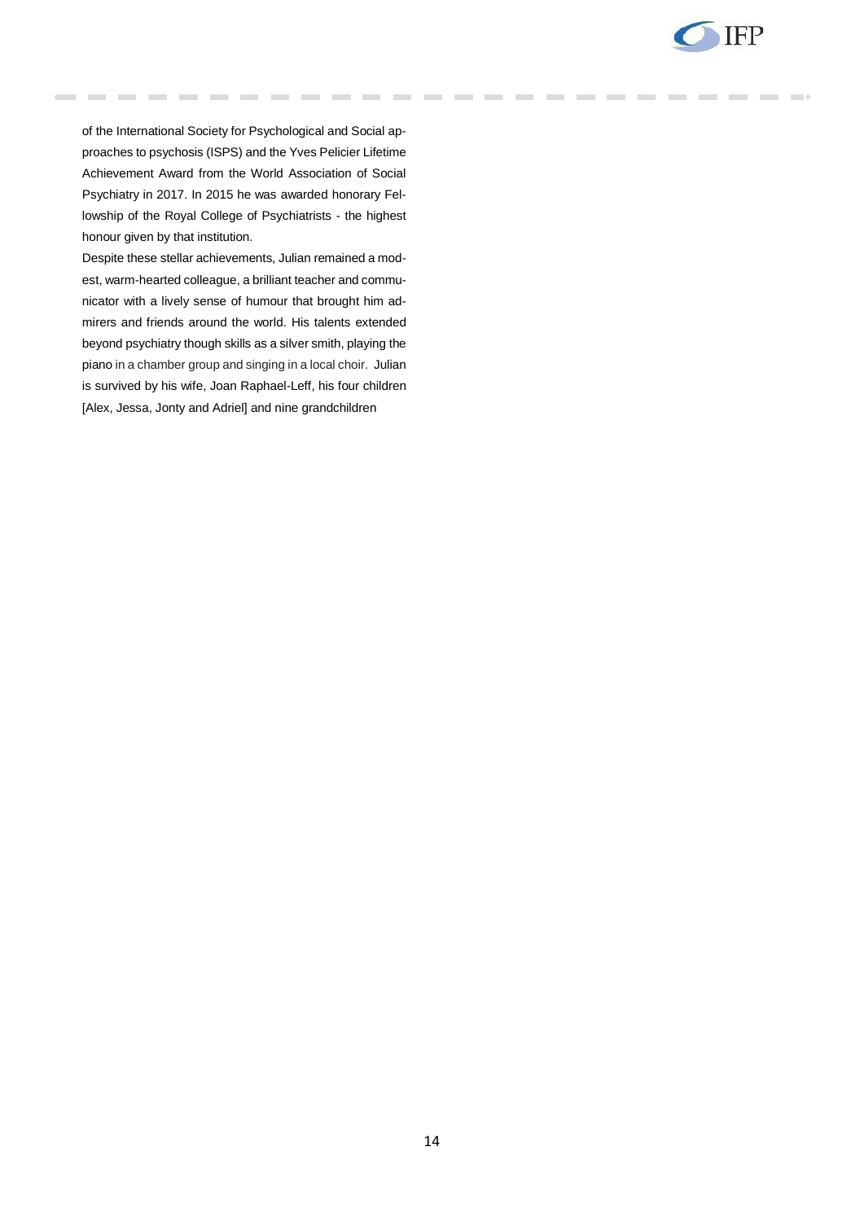of the International Society for Psychological and Social approaches to psychosis (ISPS) and the Yves Pelicier Lifetime Achievement Award from the World Association of Social Psychiatry in 2017. In 2015 he was awarded honorary Fellowship of the Royal College of Psychiatrists - the highest honour given by that institution.

Despite these stellar achievements, Julian remained a modest, warm-hearted colleague, a brilliant teacher and communicator with a lively sense of humour that brought him admirers and friends around the world. His talents extended beyond psychiatry though skills as a silver smith, playing the piano in a chamber group and singing in a local choir. Julian is survived by his wife, Joan Raphael-Leff, his four children [Alex, Jessa, Jonty and Adriel] and nine grandchildren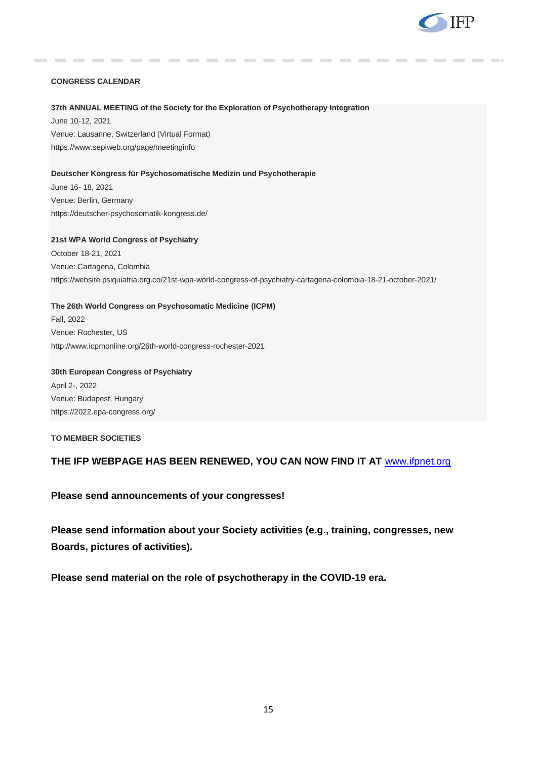## CONGRESS CALENDAR

**37th ANNUAL MEETING of the Society for the Exploration of Psychotherapy Integration**
June 10-12, 2021
Venue: Lausanne, Switzerland (Virtual Format)
https://www.sepiweb.org/page/meetinginfo

**Deutscher Kongress für Psychosomatische Medizin und Psychotherapie**
June 16- 18, 2021
Venue: Berlin, Germany
https://deutscher-psychosomatik-kongress.de/

**21st WPA World Congress of Psychiatry**
October 18-21, 2021
Venue: Cartagena, Colombia
https://website.psiquiatria.org.co/21st-wpa-world-congress-of-psychiatry-cartagena-colombia-18-21-october-2021/

**The 26th World Congress on Psychosomatic Medicine (ICPM)**
Fall, 2022
Venue: Rochester, US
http://www.icpmonline.org/26th-world-congress-rochester-2021

**30th European Congress of Psychiatry**
April 2-, 2022
Venue: Budapest, Hungary
https://2022.epa-congress.org/

## TO MEMBER SOCIETIES

**THE IFP WEBPAGE HAS BEEN RENEWED, YOU CAN NOW FIND IT AT** [www.ifpnet.org](http://www.ifpnet.org)

**Please send announcements of your congresses!**

**Please send information about your Society activities (e.g., training, congresses, new Boards, pictures of activities).**

**Please send material on the role of psychotherapy in the COVID-19 era.**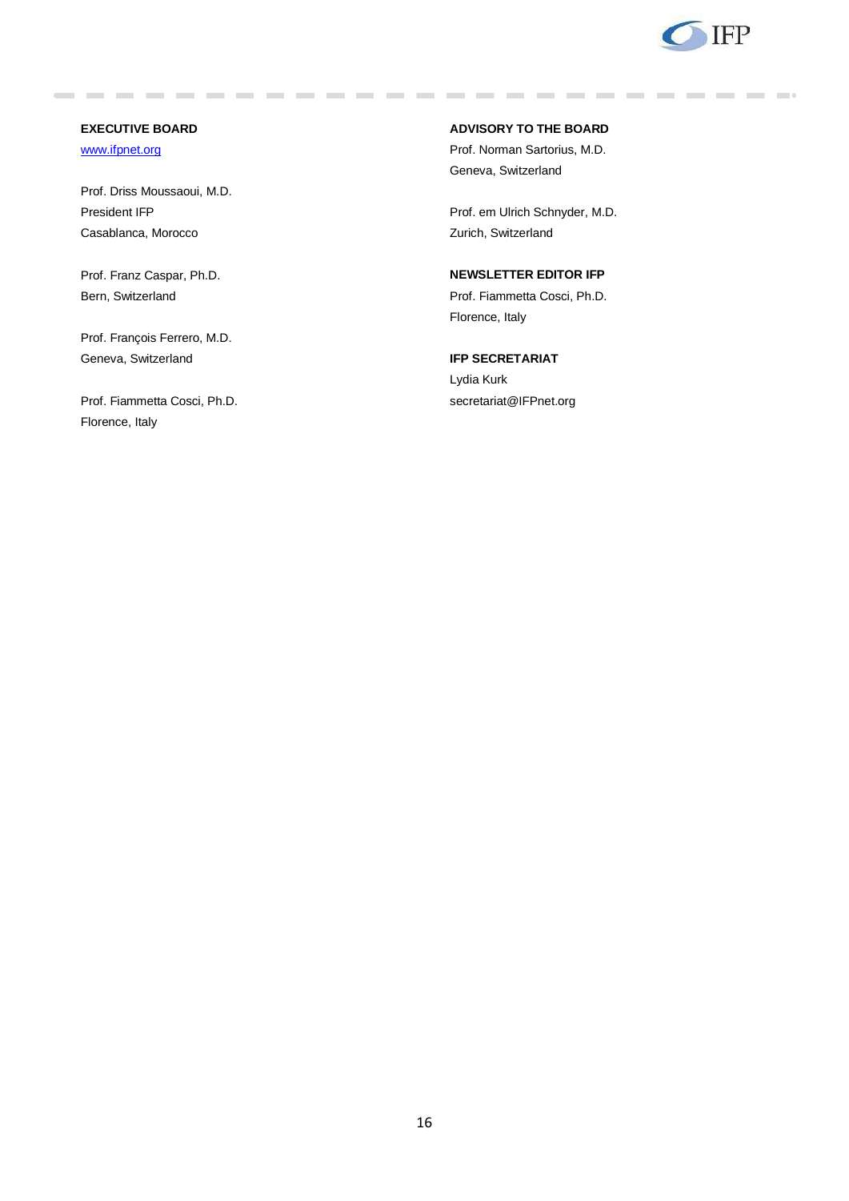**EXECUTIVE BOARD**

www.ifpnet.org

Prof. Driss Moussaoui, M.D.
President IFP
Casablanca, Morocco

Prof. Franz Caspar, Ph.D.
Bern, Switzerland

Prof. François Ferrero, M.D.
Geneva, Switzerland

Prof. Fiammetta Cosci, Ph.D.
Florence, Italy

**ADVISORY TO THE BOARD**

Prof. Norman Sartorius, M.D.
Geneva, Switzerland

Prof. em Ulrich Schnyder, M.D.
Zurich, Switzerland

**NEWSLETTER EDITOR IFP**

Prof. Fiammetta Cosci, Ph.D.
Florence, Italy

**IFP SECRETARIAT**

Lydia Kurk
secretariat@IFPnet.org